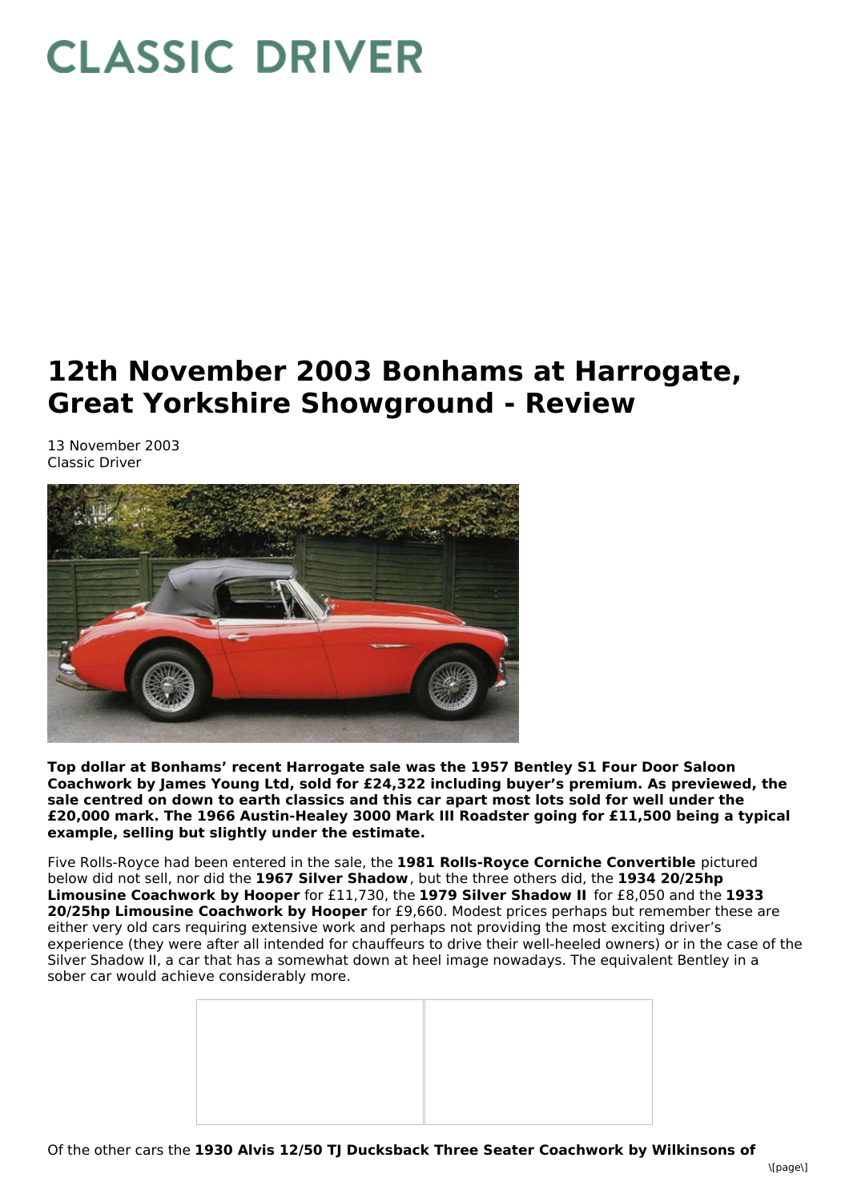# CLASSIC DRIVER

# 12th November 2003 Bonhams at Harrogate, Great Yorkshire Showground - Review

13 November 2003
Classic Driver

**Top dollar at Bonhams' recent Harrogate sale was the 1957 Bentley S1 Four Door Saloon Coachwork by James Young Ltd, sold for £24,322 including buyer's premium. As previewed, the sale centred on down to earth classics and this car apart most lots sold for well under the £20,000 mark. The 1966 Austin-Healey 3000 Mark III Roadster going for £11,500 being a typical example, selling but slightly under the estimate.**

Five Rolls-Royce had been entered in the sale, the **1981 Rolls-Royce Corniche Convertible** pictured below did not sell, nor did the **1967 Silver Shadow**, but the three others did, the **1934 20/25hp Limousine Coachwork by Hooper** for £11,730, the **1979 Silver Shadow II** for £8,050 and the **1933 20/25hp Limousine Coachwork by Hooper** for £9,660. Modest prices perhaps but remember these are either very old cars requiring extensive work and perhaps not providing the most exciting driver's experience (they were after all intended for chauffeurs to drive their well-heeled owners) or in the case of the Silver Shadow II, a car that has a somewhat down at heel image nowadays. The equivalent Bentley in a sober car would achieve considerably more.

Of the other cars the **1930 Alvis 12/50 TJ Ducksback Three Seater Coachwork by Wilkinsons of**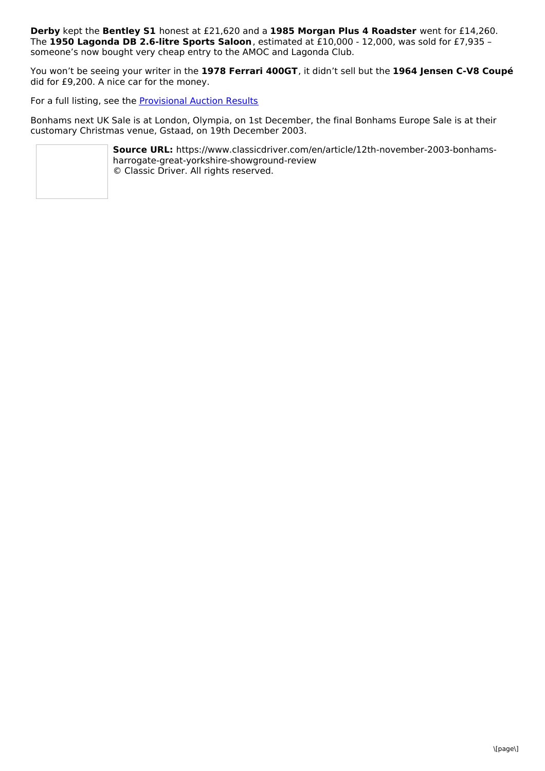**Derby** kept the **Bentley S1** honest at £21,620 and a **1985 Morgan Plus 4 Roadster** went for £14,260. The **1950 Lagonda DB 2.6-litre Sports Saloon**, estimated at £10,000 - 12,000, was sold for £7,935 – someone's now bought very cheap entry to the AMOC and Lagonda Club.

You won't be seeing your writer in the **1978 Ferrari 400GT**, it didn't sell but the **1964 Jensen C-V8 Coupé** did for £9,200. A nice car for the money.

For a full listing, see the Provisional Auction Results

Bonhams next UK Sale is at London, Olympia, on 1st December, the final Bonhams Europe Sale is at their customary Christmas venue, Gstaad, on 19th December 2003.

**Source URL:** https://www.classicdriver.com/en/article/12th-november-2003-bonhams-harrogate-great-yorkshire-showground-review
© Classic Driver. All rights reserved.